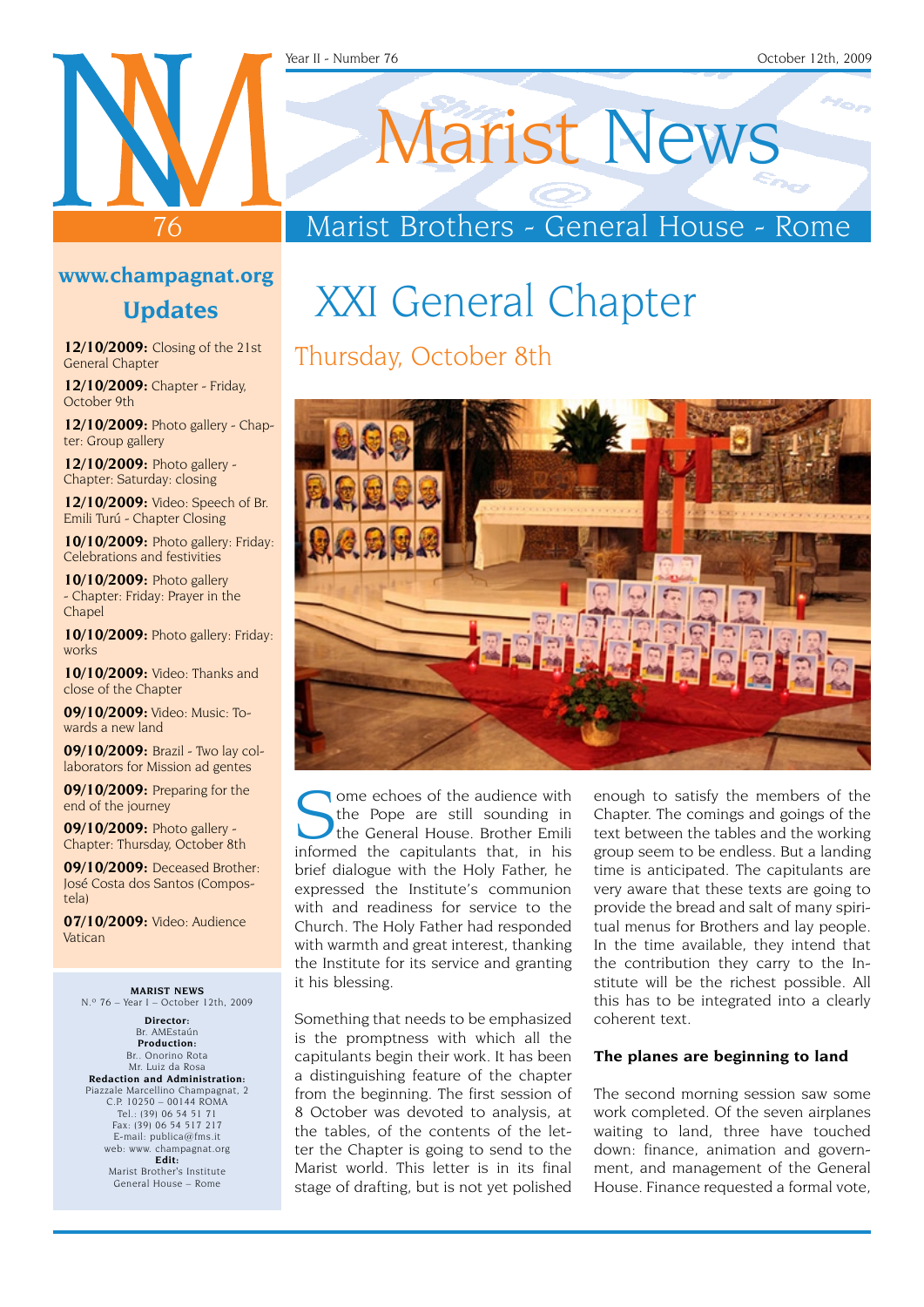# Marist News

Marist Brothers - General House - Rome

## www.champagnat.org

### Updates

**12/10/2009:** Closing of the 21st General Chapter

**12/10/2009:** Chapter - Friday, October 9th

**12/10/2009:** Photo gallery - Chapter: Group gallery

**12/10/2009:** Photo gallery - Chapter: Saturday: closing

**12/10/2009:** Video: Speech of Br. Emili Turú - Chapter Closing

**10/10/2009:** Photo gallery: Friday: Celebrations and festivities

**10/10/2009:** Photo gallery - Chapter: Friday: Prayer in the Chapel

**10/10/2009:** Photo gallery: Friday: works

**10/10/2009:** Video: Thanks and close of the Chapter

**09/10/2009:** Video: Music: Towards a new land

**09/10/2009:** Brazil - Two lay collaborators for Mission ad gentes

**09/10/2009:** Preparing for the end of the journey

**09/10/2009:** Photo gallery - Chapter: Thursday, October 8th

**09/10/2009:** Deceased Brother: José Costa dos Santos (Compostela)

**07/10/2009:** Video: Audience Vatican

**MARIST NEWS**
N.º 76 – Year I – October 12th, 2009

**Director:**
Br. AMEstaún
**Production:**
Br.. Onorino Rota
Mr. Luiz da Rosa
**Redaction and Administration:**
Piazzale Marcellino Champagnat, 2
C.P. 10250 – 00144 ROMA
Tel.: (39) 06 54 51 71
Fax: (39) 06 54 517 217
E-mail: publica@fms.it
web: www. champagnat.org
**Edit:**
Marist Brother's Institute
General House – Rome

# XXI General Chapter

## Thursday, October 8th

Some echoes of the audience with the Pope are still sounding in the General House. Brother Emili informed the capitulants that, in his brief dialogue with the Holy Father, he expressed the Institute's communion with and readiness for service to the Church. The Holy Father had responded with warmth and great interest, thanking the Institute for its service and granting it his blessing.

Something that needs to be emphasized is the promptness with which all the capitulants begin their work. It has been a distinguishing feature of the chapter from the beginning. The first session of 8 October was devoted to analysis, at the tables, of the contents of the letter the Chapter is going to send to the Marist world. This letter is in its final stage of drafting, but is not yet polished enough to satisfy the members of the Chapter. The comings and goings of the text between the tables and the working group seem to be endless. But a landing time is anticipated. The capitulants are very aware that these texts are going to provide the bread and salt of many spiritual menus for Brothers and lay people. In the time available, they intend that the contribution they carry to the Institute will be the richest possible. All this has to be integrated into a clearly coherent text.

### The planes are beginning to land

The second morning session saw some work completed. Of the seven airplanes waiting to land, three have touched down: finance, animation and government, and management of the General House. Finance requested a formal vote,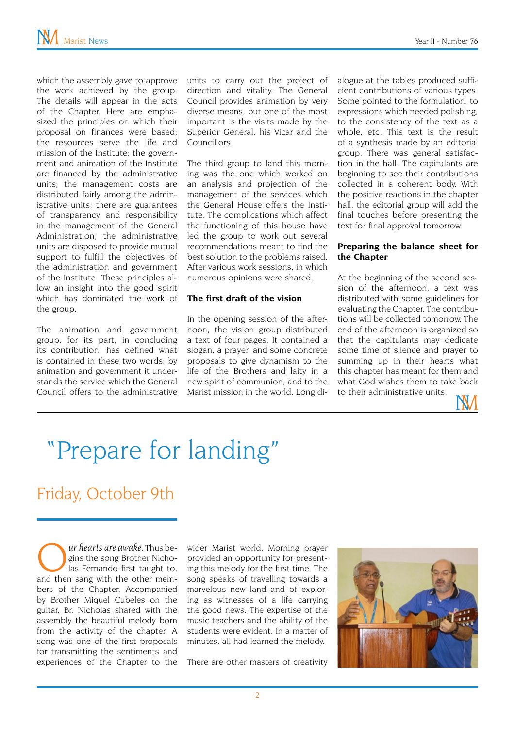which the assembly gave to approve the work achieved by the group. The details will appear in the acts of the Chapter. Here are emphasized the principles on which their proposal on finances were based: the resources serve the life and mission of the Institute; the government and animation of the Institute are financed by the administrative units; the management costs are distributed fairly among the administrative units; there are guarantees of transparency and responsibility in the management of the General Administration; the administrative units are disposed to provide mutual support to fulfill the objectives of the administration and government of the Institute. These principles allow an insight into the good spirit which has dominated the work of the group.

The animation and government group, for its part, in concluding its contribution, has defined what is contained in these two words: by animation and government it understands the service which the General Council offers to the administrative units to carry out the project of direction and vitality. The General Council provides animation by very diverse means, but one of the most important is the visits made by the Superior General, his Vicar and the Councillors.

The third group to land this morning was the one which worked on an analysis and projection of the management of the services which the General House offers the Institute. The complications which affect the functioning of this house have led the group to work out several recommendations meant to find the best solution to the problems raised. After various work sessions, in which numerous opinions were shared.

### The first draft of the vision

In the opening session of the afternoon, the vision group distributed a text of four pages. It contained a slogan, a prayer, and some concrete proposals to give dynamism to the life of the Brothers and laity in a new spirit of communion, and to the Marist mission in the world. Long dialogue at the tables produced sufficient contributions of various types. Some pointed to the formulation, to expressions which needed polishing, to the consistency of the text as a whole, etc. This text is the result of a synthesis made by an editorial group. There was general satisfaction in the hall. The capitulants are beginning to see their contributions collected in a coherent body. With the positive reactions in the chapter hall, the editorial group will add the final touches before presenting the text for final approval tomorrow.

### Preparing the balance sheet for the Chapter

At the beginning of the second session of the afternoon, a text was distributed with some guidelines for evaluating the Chapter. The contributions will be collected tomorrow. The end of the afternoon is organized so that the capitulants may dedicate some time of silence and prayer to summing up in their hearts what this chapter has meant for them and what God wishes them to take back to their administrative units.

# "Prepare for landing"

## Friday, October 9th

*Our hearts are awake*. Thus begins the song Brother Nicholas Fernando first taught to, and then sang with the other members of the Chapter. Accompanied by Brother Miquel Cubeles on the guitar, Br. Nicholas shared with the assembly the beautiful melody born from the activity of the chapter. A song was one of the first proposals for transmitting the sentiments and experiences of the Chapter to the wider Marist world. Morning prayer provided an opportunity for presenting this melody for the first time. The song speaks of travelling towards a marvelous new land and of exploring as witnesses of a life carrying the good news. The expertise of the music teachers and the ability of the students were evident. In a matter of minutes, all had learned the melody.

There are other masters of creativity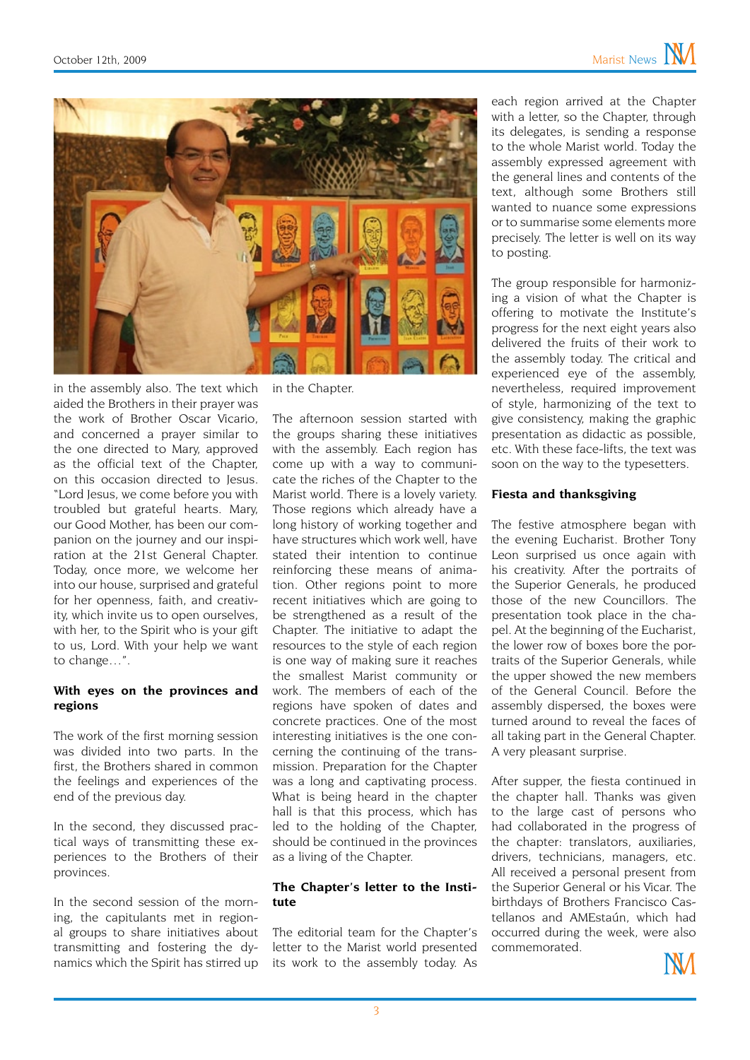in the assembly also. The text which aided the Brothers in their prayer was the work of Brother Oscar Vicario, and concerned a prayer similar to the one directed to Mary, approved as the official text of the Chapter, on this occasion directed to Jesus. "Lord Jesus, we come before you with troubled but grateful hearts. Mary, our Good Mother, has been our companion on the journey and our inspiration at the 21st General Chapter. Today, once more, we welcome her into our house, surprised and grateful for her openness, faith, and creativity, which invite us to open ourselves, with her, to the Spirit who is your gift to us, Lord. With your help we want to change…".

**With eyes on the provinces and regions**

The work of the first morning session was divided into two parts. In the first, the Brothers shared in common the feelings and experiences of the end of the previous day.

In the second, they discussed practical ways of transmitting these experiences to the Brothers of their provinces.

In the second session of the morning, the capitulants met in regional groups to share initiatives about transmitting and fostering the dynamics which the Spirit has stirred up in the Chapter.

The afternoon session started with the groups sharing these initiatives with the assembly. Each region has come up with a way to communicate the riches of the Chapter to the Marist world. There is a lovely variety. Those regions which already have a long history of working together and have structures which work well, have stated their intention to continue reinforcing these means of animation. Other regions point to more recent initiatives which are going to be strengthened as a result of the Chapter. The initiative to adapt the resources to the style of each region is one way of making sure it reaches the smallest Marist community or work. The members of each of the regions have spoken of dates and concrete practices. One of the most interesting initiatives is the one concerning the continuing of the transmission. Preparation for the Chapter was a long and captivating process. What is being heard in the chapter hall is that this process, which has led to the holding of the Chapter, should be continued in the provinces as a living of the Chapter.

**The Chapter's letter to the Institute**

The editorial team for the Chapter's letter to the Marist world presented its work to the assembly today. As each region arrived at the Chapter with a letter, so the Chapter, through its delegates, is sending a response to the whole Marist world. Today the assembly expressed agreement with the general lines and contents of the text, although some Brothers still wanted to nuance some expressions or to summarise some elements more precisely. The letter is well on its way to posting.

The group responsible for harmonizing a vision of what the Chapter is offering to motivate the Institute's progress for the next eight years also delivered the fruits of their work to the assembly today. The critical and experienced eye of the assembly, nevertheless, required improvement of style, harmonizing of the text to give consistency, making the graphic presentation as didactic as possible, etc. With these face-lifts, the text was soon on the way to the typesetters.

**Fiesta and thanksgiving**

The festive atmosphere began with the evening Eucharist. Brother Tony Leon surprised us once again with his creativity. After the portraits of the Superior Generals, he produced those of the new Councillors. The presentation took place in the chapel. At the beginning of the Eucharist, the lower row of boxes bore the portraits of the Superior Generals, while the upper showed the new members of the General Council. Before the assembly dispersed, the boxes were turned around to reveal the faces of all taking part in the General Chapter. A very pleasant surprise.

After supper, the fiesta continued in the chapter hall. Thanks was given to the large cast of persons who had collaborated in the progress of the chapter: translators, auxiliaries, drivers, technicians, managers, etc. All received a personal present from the Superior General or his Vicar. The birthdays of Brothers Francisco Castellanos and AMEstaún, which had occurred during the week, were also commemorated.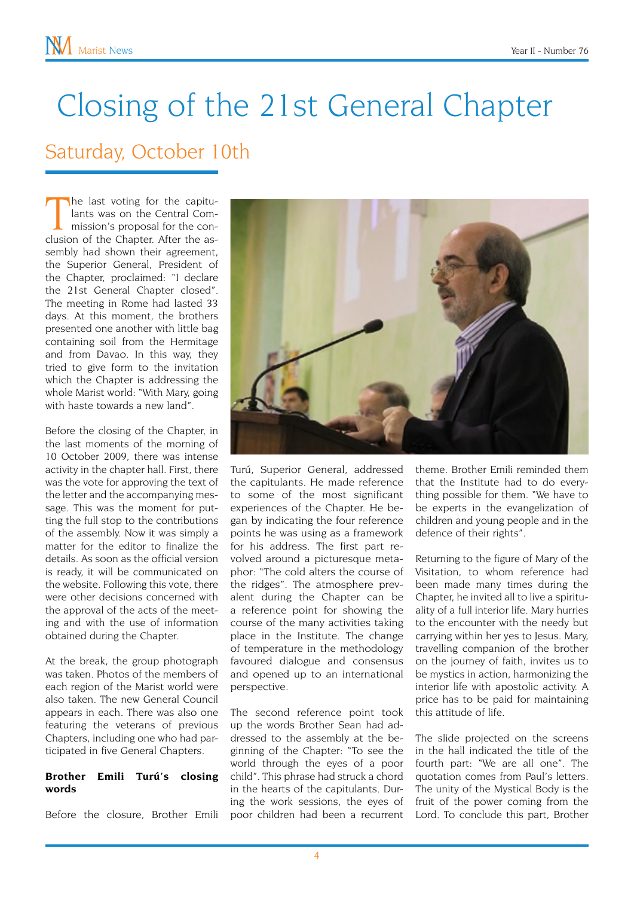# Closing of the 21st General Chapter

## Saturday, October 10th

The last voting for the capitulants was on the Central Commission's proposal for the conclusion of the Chapter. After the assembly had shown their agreement, the Superior General, President of the Chapter, proclaimed: "I declare the 21st General Chapter closed". The meeting in Rome had lasted 33 days. At this moment, the brothers presented one another with little bag containing soil from the Hermitage and from Davao. In this way, they tried to give form to the invitation which the Chapter is addressing the whole Marist world: "With Mary, going with haste towards a new land".

Before the closing of the Chapter, in the last moments of the morning of 10 October 2009, there was intense activity in the chapter hall. First, there was the vote for approving the text of the letter and the accompanying message. This was the moment for putting the full stop to the contributions of the assembly. Now it was simply a matter for the editor to finalize the details. As soon as the official version is ready, it will be communicated on the website. Following this vote, there were other decisions concerned with the approval of the acts of the meeting and with the use of information obtained during the Chapter.

At the break, the group photograph was taken. Photos of the members of each region of the Marist world were also taken. The new General Council appears in each. There was also one featuring the veterans of previous Chapters, including one who had participated in five General Chapters.

**Brother Emili Turú's closing words**

Before the closure, Brother Emili Turú, Superior General, addressed the capitulants. He made reference to some of the most significant experiences of the Chapter. He began by indicating the four reference points he was using as a framework for his address. The first part revolved around a picturesque metaphor: "The cold alters the course of the ridges". The atmosphere prevalent during the Chapter can be a reference point for showing the course of the many activities taking place in the Institute. The change of temperature in the methodology favoured dialogue and consensus and opened up to an international perspective.

The second reference point took up the words Brother Sean had addressed to the assembly at the beginning of the Chapter: "To see the world through the eyes of a poor child". This phrase had struck a chord in the hearts of the capitulants. During the work sessions, the eyes of poor children had been a recurrent theme. Brother Emili reminded them that the Institute had to do everything possible for them. "We have to be experts in the evangelization of children and young people and in the defence of their rights".

Returning to the figure of Mary of the Visitation, to whom reference had been made many times during the Chapter, he invited all to live a spirituality of a full interior life. Mary hurries to the encounter with the needy but carrying within her yes to Jesus. Mary, travelling companion of the brother on the journey of faith, invites us to be mystics in action, harmonizing the interior life with apostolic activity. A price has to be paid for maintaining this attitude of life.

The slide projected on the screens in the hall indicated the title of the fourth part: "We are all one". The quotation comes from Paul's letters. The unity of the Mystical Body is the fruit of the power coming from the Lord. To conclude this part, Brother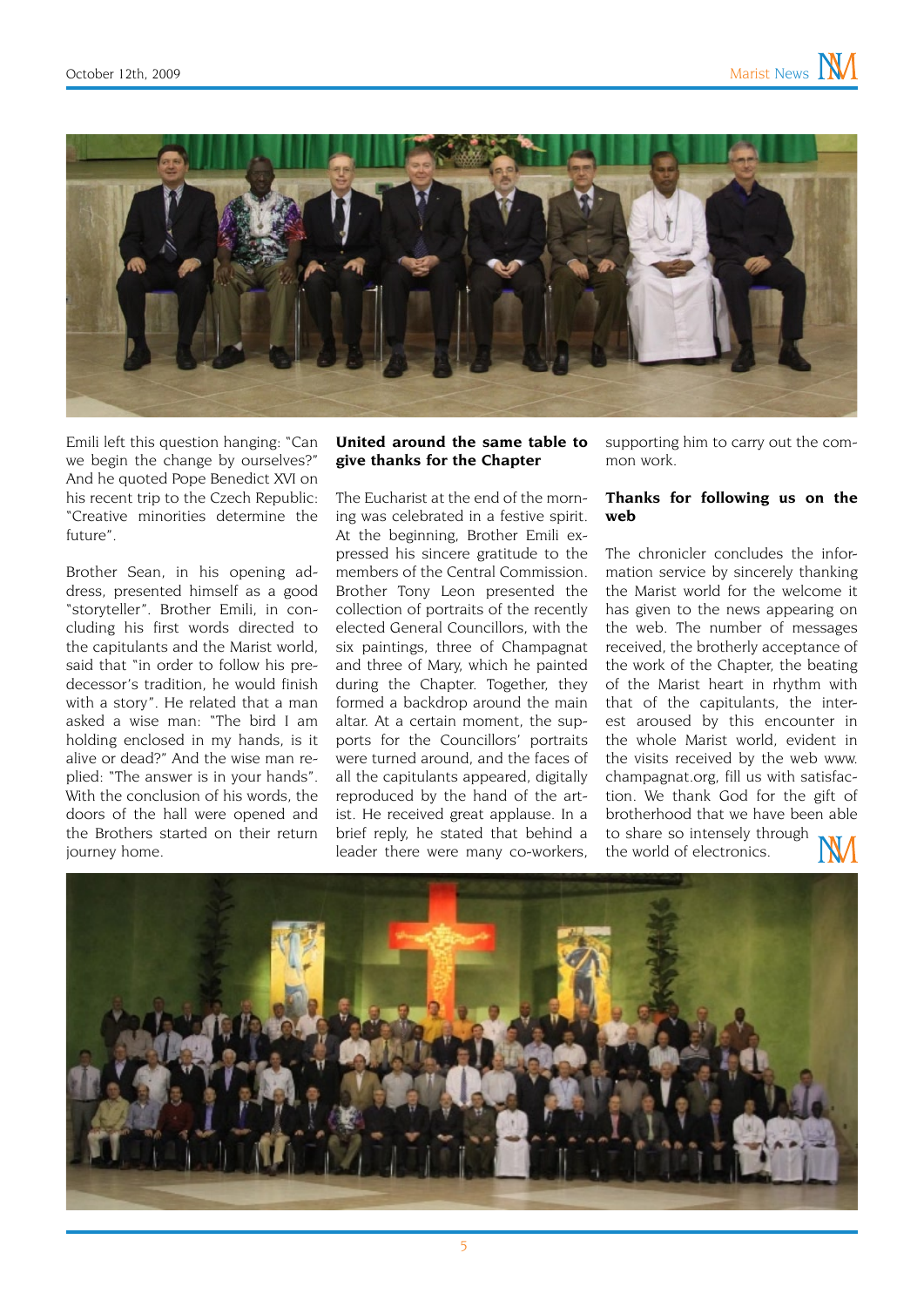Emili left this question hanging: "Can we begin the change by ourselves?" And he quoted Pope Benedict XVI on his recent trip to the Czech Republic: "Creative minorities determine the future".

Brother Sean, in his opening address, presented himself as a good "storyteller". Brother Emili, in concluding his first words directed to the capitulants and the Marist world, said that "in order to follow his predecessor's tradition, he would finish with a story". He related that a man asked a wise man: "The bird I am holding enclosed in my hands, is it alive or dead?" And the wise man replied: "The answer is in your hands". With the conclusion of his words, the doors of the hall were opened and the Brothers started on their return journey home.

**United around the same table to give thanks for the Chapter**

The Eucharist at the end of the morning was celebrated in a festive spirit. At the beginning, Brother Emili expressed his sincere gratitude to the members of the Central Commission. Brother Tony Leon presented the collection of portraits of the recently elected General Councillors, with the six paintings, three of Champagnat and three of Mary, which he painted during the Chapter. Together, they formed a backdrop around the main altar. At a certain moment, the supports for the Councillors' portraits were turned around, and the faces of all the capitulants appeared, digitally reproduced by the hand of the artist. He received great applause. In a brief reply, he stated that behind a leader there were many co-workers, supporting him to carry out the common work.

**Thanks for following us on the web**

The chronicler concludes the information service by sincerely thanking the Marist world for the welcome it has given to the news appearing on the web. The number of messages received, the brotherly acceptance of the work of the Chapter, the beating of the Marist heart in rhythm with that of the capitulants, the interest aroused by this encounter in the whole Marist world, evident in the visits received by the web www.champagnat.org, fill us with satisfaction. We thank God for the gift of brotherhood that we have been able to share so intensely through the world of electronics.